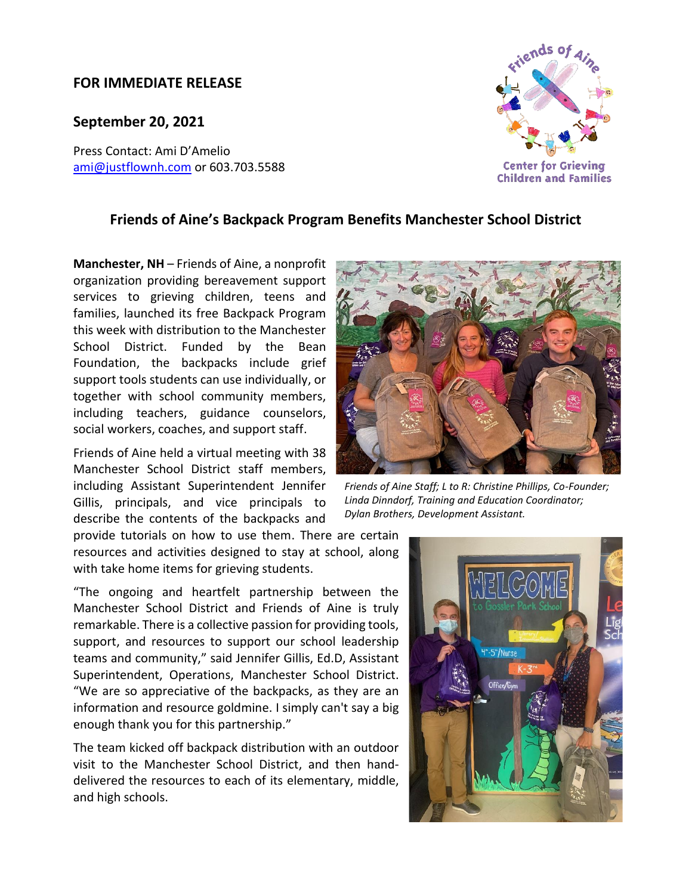**FOR IMMEDIATE RELEASE**

**September 20, 2021**

Press Contact: Ami D'Amelio
ami@justflownh.com or 603.703.5588

## Friends of Aine's Backpack Program Benefits Manchester School District

**Manchester, NH** – Friends of Aine, a nonprofit organization providing bereavement support services to grieving children, teens and families, launched its free Backpack Program this week with distribution to the Manchester School District. Funded by the Bean Foundation, the backpacks include grief support tools students can use individually, or together with school community members, including teachers, guidance counselors, social workers, coaches, and support staff.

*Friends of Aine Staff; L to R: Christine Phillips, Co-Founder; Linda Dinndorf, Training and Education Coordinator; Dylan Brothers, Development Assistant.*

Friends of Aine held a virtual meeting with 38 Manchester School District staff members, including Assistant Superintendent Jennifer Gillis, principals, and vice principals to describe the contents of the backpacks and provide tutorials on how to use them. There are certain resources and activities designed to stay at school, along with take home items for grieving students.

"The ongoing and heartfelt partnership between the Manchester School District and Friends of Aine is truly remarkable. There is a collective passion for providing tools, support, and resources to support our school leadership teams and community," said Jennifer Gillis, Ed.D, Assistant Superintendent, Operations, Manchester School District. "We are so appreciative of the backpacks, as they are an information and resource goldmine. I simply can't say a big enough thank you for this partnership."

The team kicked off backpack distribution with an outdoor visit to the Manchester School District, and then hand-delivered the resources to each of its elementary, middle, and high schools.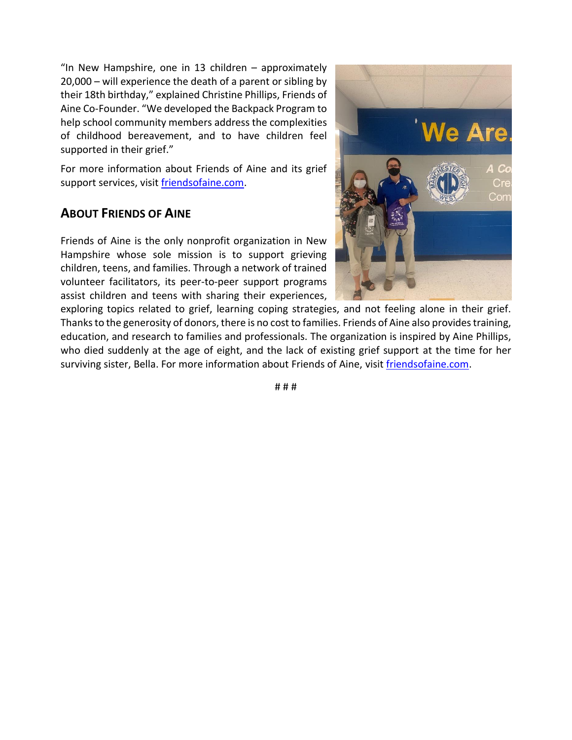"In New Hampshire, one in 13 children – approximately 20,000 – will experience the death of a parent or sibling by their 18th birthday," explained Christine Phillips, Friends of Aine Co-Founder. "We developed the Backpack Program to help school community members address the complexities of childhood bereavement, and to have children feel supported in their grief."

For more information about Friends of Aine and its grief support services, visit friendsofaine.com.

## About Friends of Aine

Friends of Aine is the only nonprofit organization in New Hampshire whose sole mission is to support grieving children, teens, and families. Through a network of trained volunteer facilitators, its peer-to-peer support programs assist children and teens with sharing their experiences, exploring topics related to grief, learning coping strategies, and not feeling alone in their grief. Thanks to the generosity of donors, there is no cost to families. Friends of Aine also provides training, education, and research to families and professionals. The organization is inspired by Aine Phillips, who died suddenly at the age of eight, and the lack of existing grief support at the time for her surviving sister, Bella. For more information about Friends of Aine, visit friendsofaine.com.

# # #